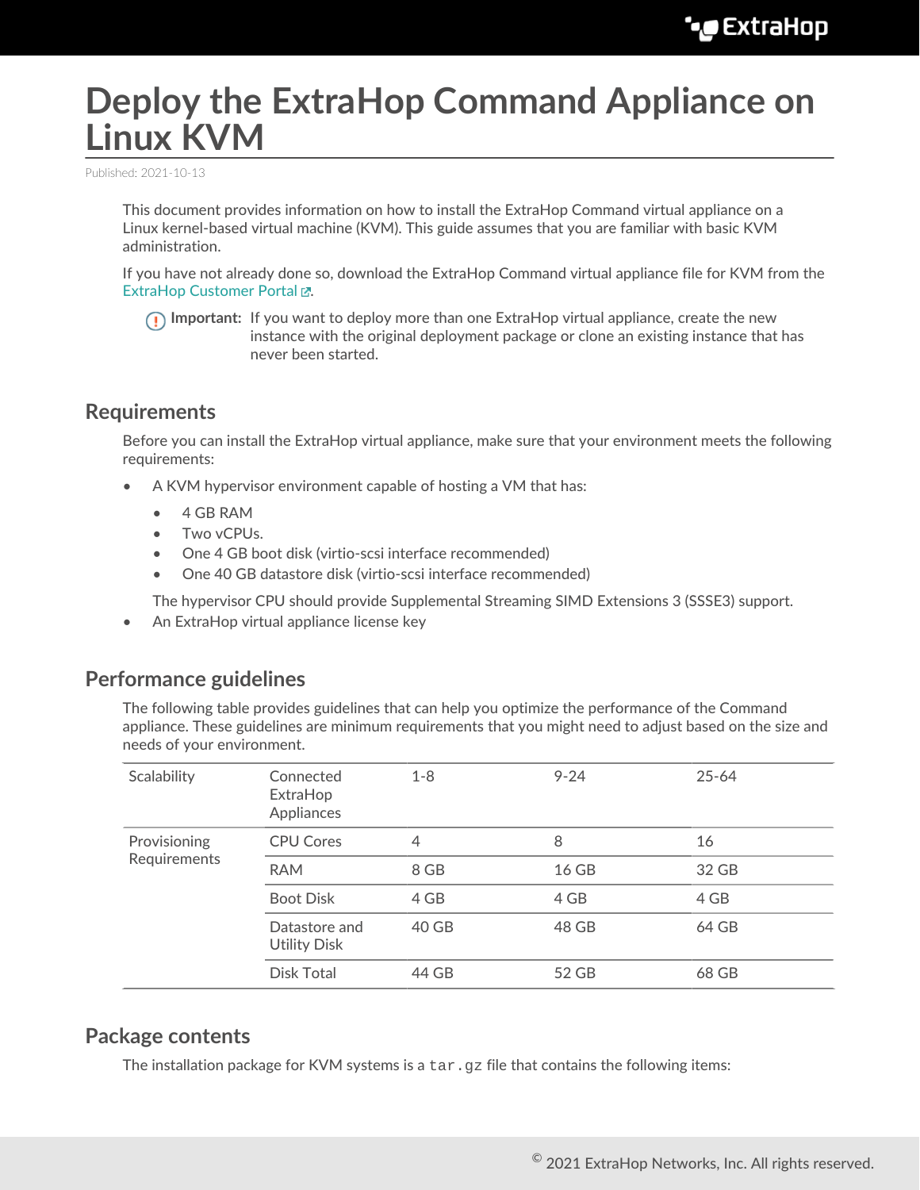# Deploy the ExtraHop Command Appliance on Linux KVM

Published: 2021-10-13

This document provides information on how to install the ExtraHop Command virtual appliance on a Linux kernel-based virtual machine (KVM). This guide assumes that you are familiar with basic KVM administration.

If you have not already done so, download the ExtraHop Command virtual appliance file for KVM from the ExtraHop Customer Portal.

**Important:** If you want to deploy more than one ExtraHop virtual appliance, create the new instance with the original deployment package or clone an existing instance that has never been started.

## Requirements

Before you can install the ExtraHop virtual appliance, make sure that your environment meets the following requirements:

- A KVM hypervisor environment capable of hosting a VM that has:
  - 4 GB RAM
  - Two vCPUs.
  - One 4 GB boot disk (virtio-scsi interface recommended)
  - One 40 GB datastore disk (virtio-scsi interface recommended)

  The hypervisor CPU should provide Supplemental Streaming SIMD Extensions 3 (SSSE3) support.
- An ExtraHop virtual appliance license key

## Performance guidelines

The following table provides guidelines that can help you optimize the performance of the Command appliance. These guidelines are minimum requirements that you might need to adjust based on the size and needs of your environment.

| Scalability | Connected ExtraHop Appliances | 1-8 | 9-24 | 25-64 |
|---|---|---|---|---|
| Provisioning Requirements | CPU Cores | 4 | 8 | 16 |
| | RAM | 8 GB | 16 GB | 32 GB |
| | Boot Disk | 4 GB | 4 GB | 4 GB |
| | Datastore and Utility Disk | 40 GB | 48 GB | 64 GB |
| | Disk Total | 44 GB | 52 GB | 68 GB |

## Package contents

The installation package for KVM systems is a `tar.gz` file that contains the following items: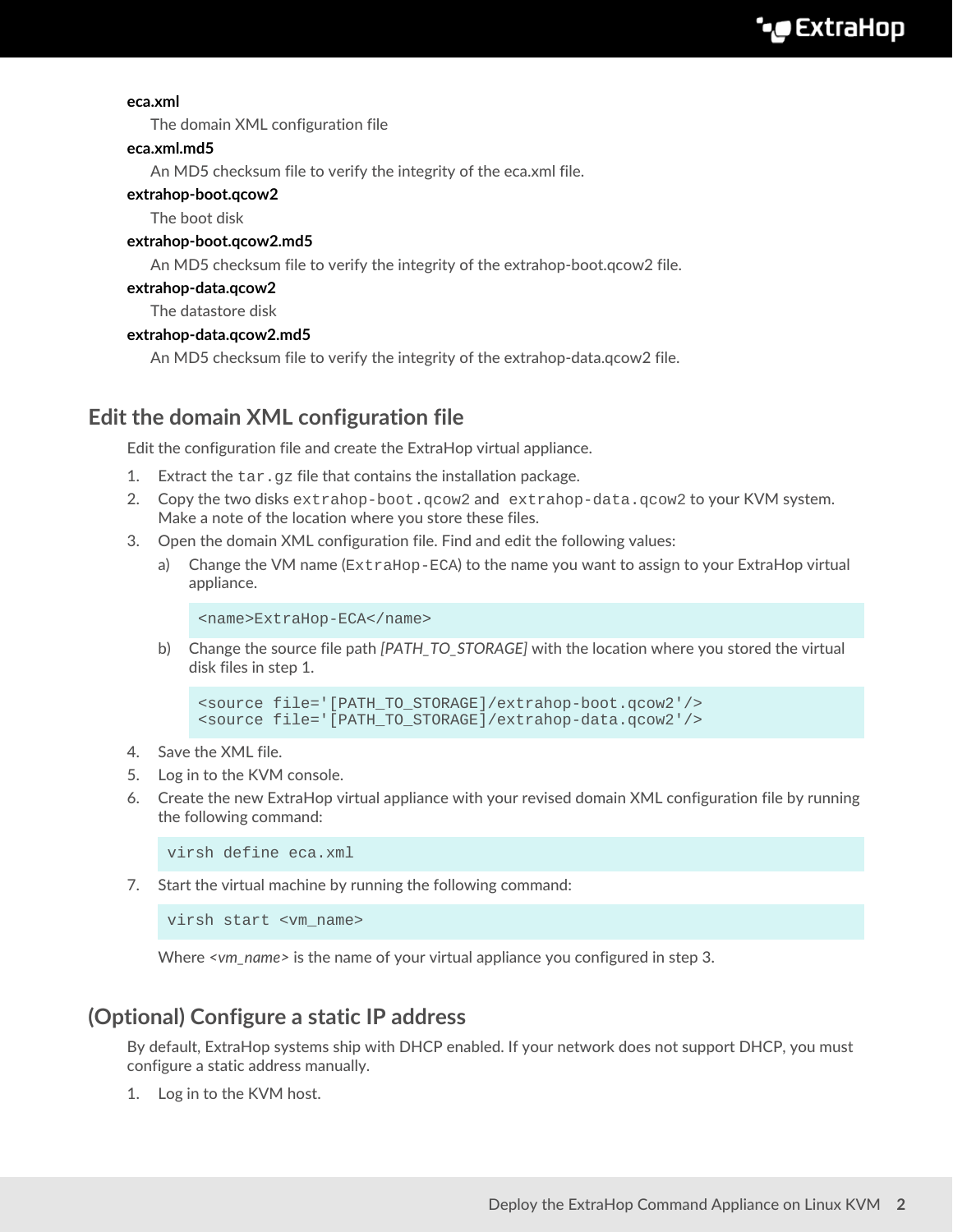**eca.xml**

The domain XML configuration file

**eca.xml.md5**

An MD5 checksum file to verify the integrity of the eca.xml file.

**extrahop-boot.qcow2**

The boot disk

**extrahop-boot.qcow2.md5**

An MD5 checksum file to verify the integrity of the extrahop-boot.qcow2 file.

**extrahop-data.qcow2**

The datastore disk

**extrahop-data.qcow2.md5**

An MD5 checksum file to verify the integrity of the extrahop-data.qcow2 file.

## Edit the domain XML configuration file

Edit the configuration file and create the ExtraHop virtual appliance.

1. Extract the `tar.gz` file that contains the installation package.
2. Copy the two disks `extrahop-boot.qcow2` and `extrahop-data.qcow2` to your KVM system. Make a note of the location where you store these files.
3. Open the domain XML configuration file. Find and edit the following values:
   a) Change the VM name (`ExtraHop-ECA`) to the name you want to assign to your ExtraHop virtual appliance.

   ```
   <name>ExtraHop-ECA</name>
   ```

   b) Change the source file path *[PATH_TO_STORAGE]* with the location where you stored the virtual disk files in step 1.

   ```
   <source file='[PATH_TO_STORAGE]/extrahop-boot.qcow2'/>
   <source file='[PATH_TO_STORAGE]/extrahop-data.qcow2'/>
   ```

4. Save the XML file.
5. Log in to the KVM console.
6. Create the new ExtraHop virtual appliance with your revised domain XML configuration file by running the following command:

   ```
   virsh define eca.xml
   ```

7. Start the virtual machine by running the following command:

   ```
   virsh start <vm_name>
   ```

   Where *<vm_name>* is the name of your virtual appliance you configured in step 3.

## (Optional) Configure a static IP address

By default, ExtraHop systems ship with DHCP enabled. If your network does not support DHCP, you must configure a static address manually.

1. Log in to the KVM host.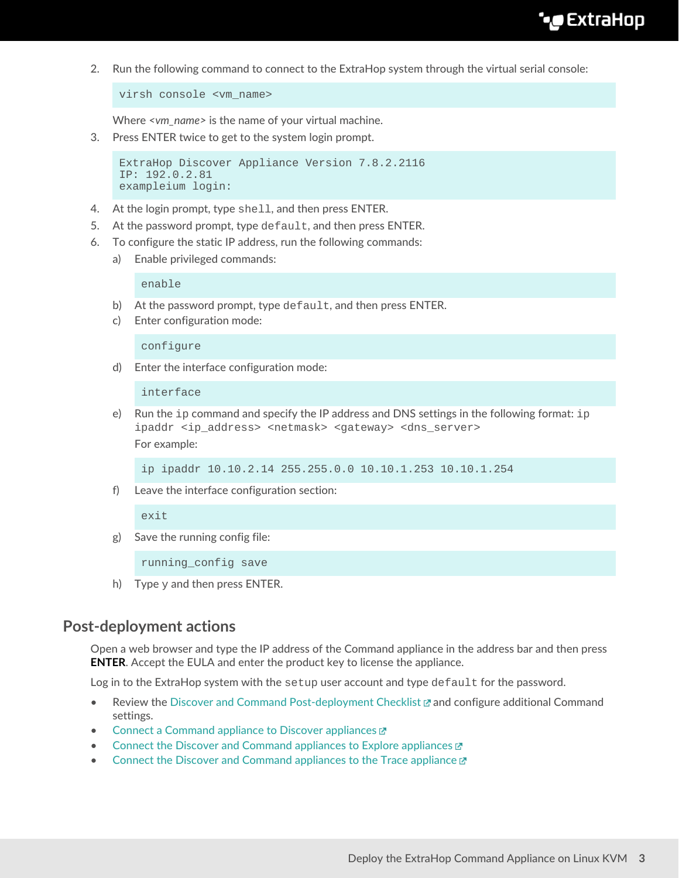2. Run the following command to connect to the ExtraHop system through the virtual serial console:

   ```
   virsh console <vm_name>
   ```

   Where *<vm_name>* is the name of your virtual machine.
3. Press ENTER twice to get to the system login prompt.

   ```
   ExtraHop Discover Appliance Version 7.8.2.2116
   IP: 192.0.2.81
   exampleium login:
   ```

4. At the login prompt, type `shell`, and then press ENTER.
5. At the password prompt, type `default`, and then press ENTER.
6. To configure the static IP address, run the following commands:
   a) Enable privileged commands:

      ```
      enable
      ```

   b) At the password prompt, type `default`, and then press ENTER.
   c) Enter configuration mode:

      ```
      configure
      ```

   d) Enter the interface configuration mode:

      ```
      interface
      ```

   e) Run the `ip` command and specify the IP address and DNS settings in the following format: `ip ipaddr <ip_address> <netmask> <gateway> <dns_server>`

      For example:

      ```
      ip ipaddr 10.10.2.14 255.255.0.0 10.10.1.253 10.10.1.254
      ```

   f) Leave the interface configuration section:

      ```
      exit
      ```

   g) Save the running config file:

      ```
      running_config save
      ```

   h) Type y and then press ENTER.

## Post-deployment actions

Open a web browser and type the IP address of the Command appliance in the address bar and then press **ENTER**. Accept the EULA and enter the product key to license the appliance.

Log in to the ExtraHop system with the `setup` user account and type `default` for the password.

- Review the Discover and Command Post-deployment Checklist and configure additional Command settings.
- Connect a Command appliance to Discover appliances
- Connect the Discover and Command appliances to Explore appliances
- Connect the Discover and Command appliances to the Trace appliance